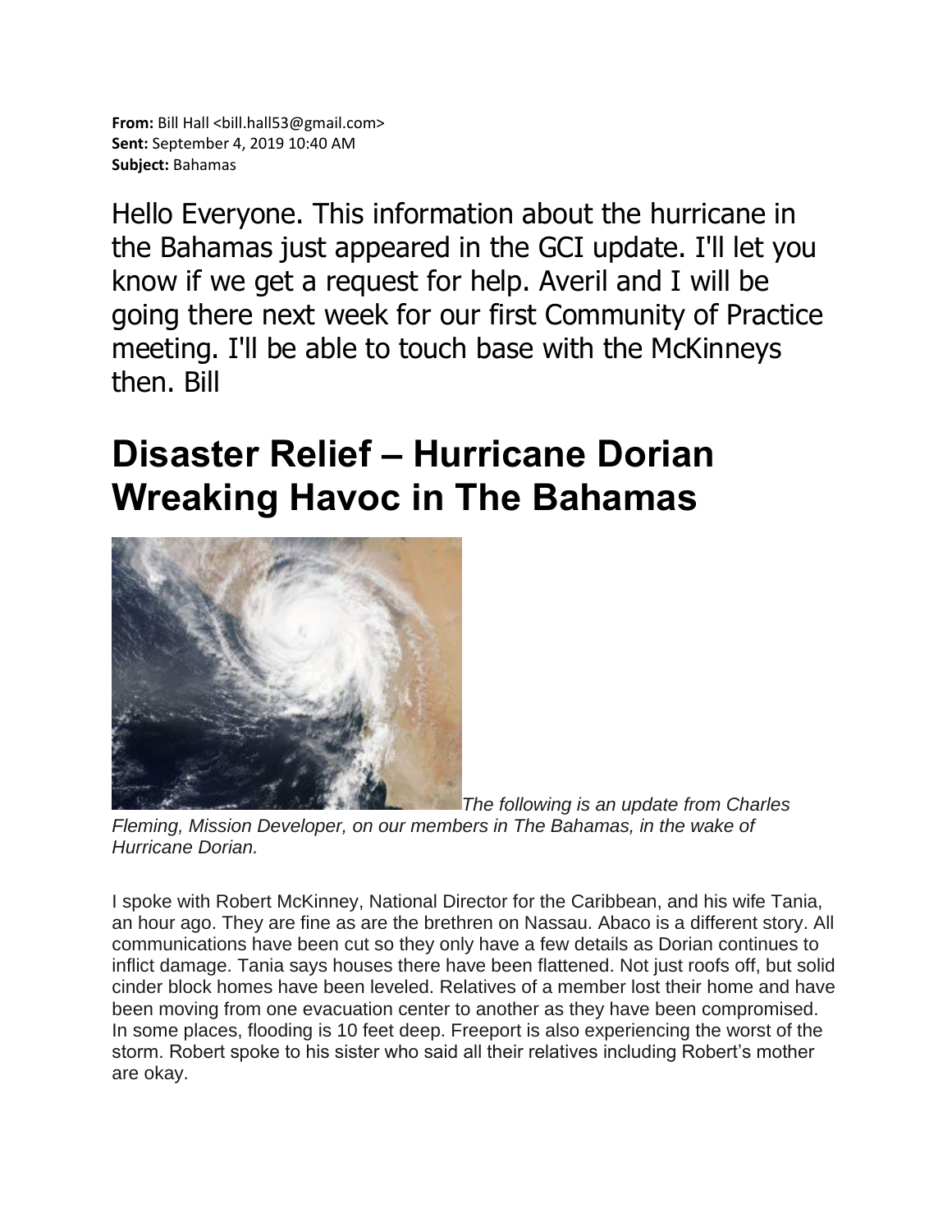**From:** Bill Hall <bill.hall53@gmail.com>
**Sent:** September 4, 2019 10:40 AM
**Subject:** Bahamas

Hello Everyone. This information about the hurricane in the Bahamas just appeared in the GCI update. I'll let you know if we get a request for help. Averil and I will be going there next week for our first Community of Practice meeting. I'll be able to touch base with the McKinneys then. Bill

# Disaster Relief – Hurricane Dorian Wreaking Havoc in The Bahamas

*The following is an update from Charles Fleming, Mission Developer, on our members in The Bahamas, in the wake of Hurricane Dorian.*

I spoke with Robert McKinney, National Director for the Caribbean, and his wife Tania, an hour ago. They are fine as are the brethren on Nassau. Abaco is a different story. All communications have been cut so they only have a few details as Dorian continues to inflict damage. Tania says houses there have been flattened. Not just roofs off, but solid cinder block homes have been leveled. Relatives of a member lost their home and have been moving from one evacuation center to another as they have been compromised. In some places, flooding is 10 feet deep. Freeport is also experiencing the worst of the storm. Robert spoke to his sister who said all their relatives including Robert's mother are okay.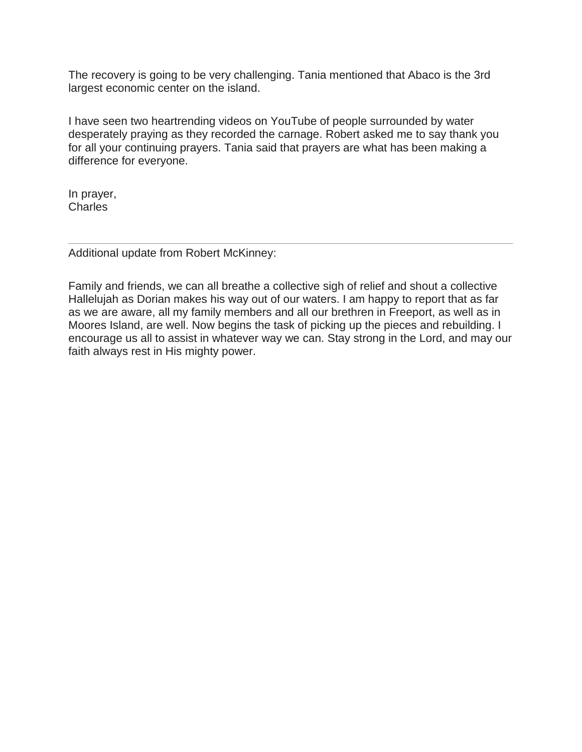The recovery is going to be very challenging. Tania mentioned that Abaco is the 3rd largest economic center on the island.

I have seen two heartrending videos on YouTube of people surrounded by water desperately praying as they recorded the carnage. Robert asked me to say thank you for all your continuing prayers. Tania said that prayers are what has been making a difference for everyone.

In prayer,
Charles

---

Additional update from Robert McKinney:

Family and friends, we can all breathe a collective sigh of relief and shout a collective Hallelujah as Dorian makes his way out of our waters. I am happy to report that as far as we are aware, all my family members and all our brethren in Freeport, as well as in Moores Island, are well. Now begins the task of picking up the pieces and rebuilding. I encourage us all to assist in whatever way we can. Stay strong in the Lord, and may our faith always rest in His mighty power.